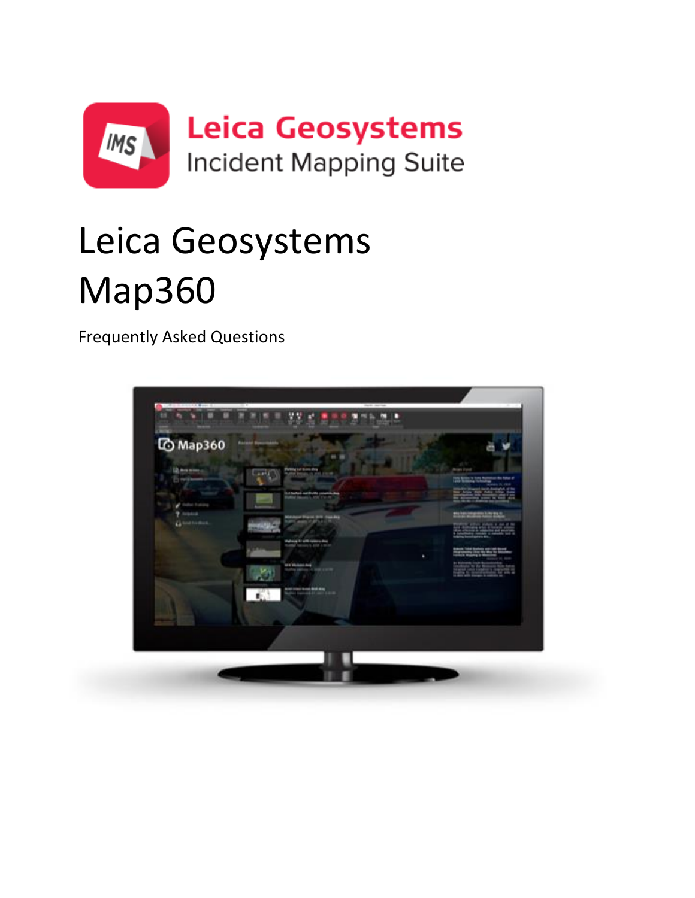Leica Geosystems

Incident Mapping Suite

# Leica Geosystems Map360

Frequently Asked Questions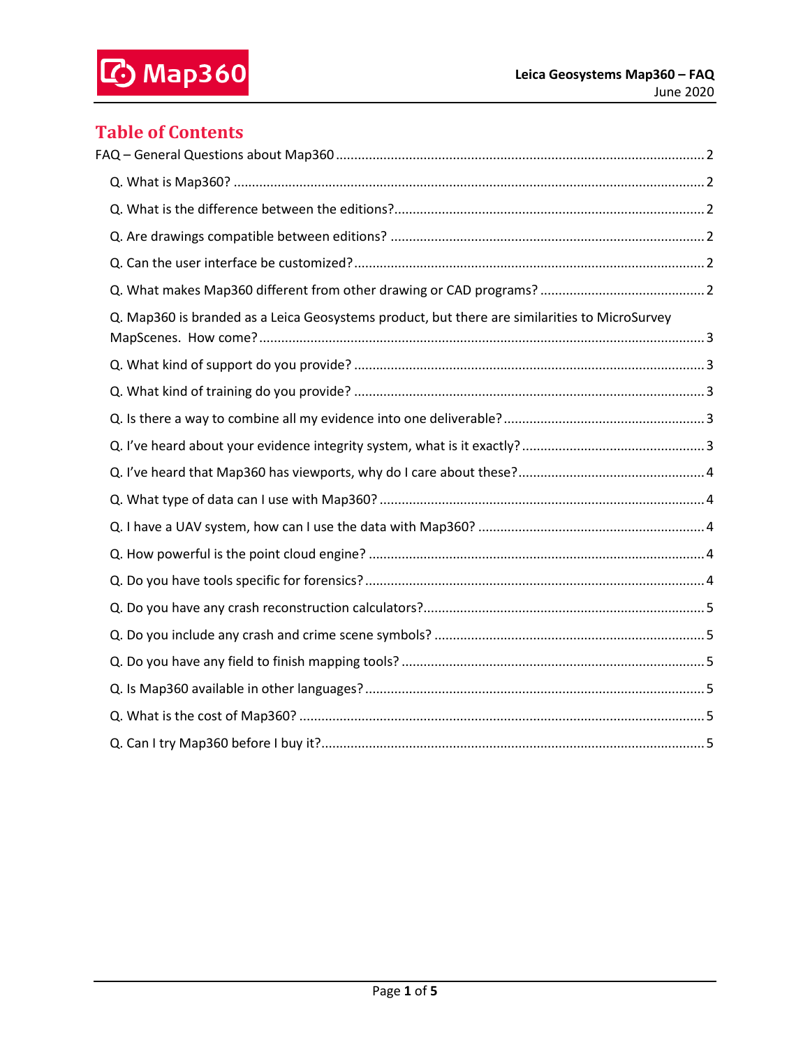# Table of Contents

FAQ – General Questions about Map360 .................................................................................................. 2

- Q. What is Map360? ................................................................................................................................ 2
- Q. What is the difference between the editions? .................................................................................... 2
- Q. Are drawings compatible between editions? ...................................................................................... 2
- Q. Can the user interface be customized? ............................................................................................... 2
- Q. What makes Map360 different from other drawing or CAD programs? ............................................ 2
- Q. Map360 is branded as a Leica Geosystems product, but there are similarities to MicroSurvey MapScenes. How come? ......................................................................................................................... 3
- Q. What kind of support do you provide? ............................................................................................... 3
- Q. What kind of training do you provide? ............................................................................................... 3
- Q. Is there a way to combine all my evidence into one deliverable? ....................................................... 3
- Q. I've heard about your evidence integrity system, what is it exactly? .................................................. 3
- Q. I've heard that Map360 has viewports, why do I care about these? .................................................. 4
- Q. What type of data can I use with Map360? ........................................................................................ 4
- Q. I have a UAV system, how can I use the data with Map360? ............................................................. 4
- Q. How powerful is the point cloud engine? ........................................................................................... 4
- Q. Do you have tools specific for forensics? ............................................................................................ 4
- Q. Do you have any crash reconstruction calculators? ............................................................................ 5
- Q. Do you include any crash and crime scene symbols? ......................................................................... 5
- Q. Do you have any field to finish mapping tools? .................................................................................. 5
- Q. Is Map360 available in other languages? ............................................................................................ 5
- Q. What is the cost of Map360? .............................................................................................................. 5
- Q. Can I try Map360 before I buy it? ....................................................................................................... 5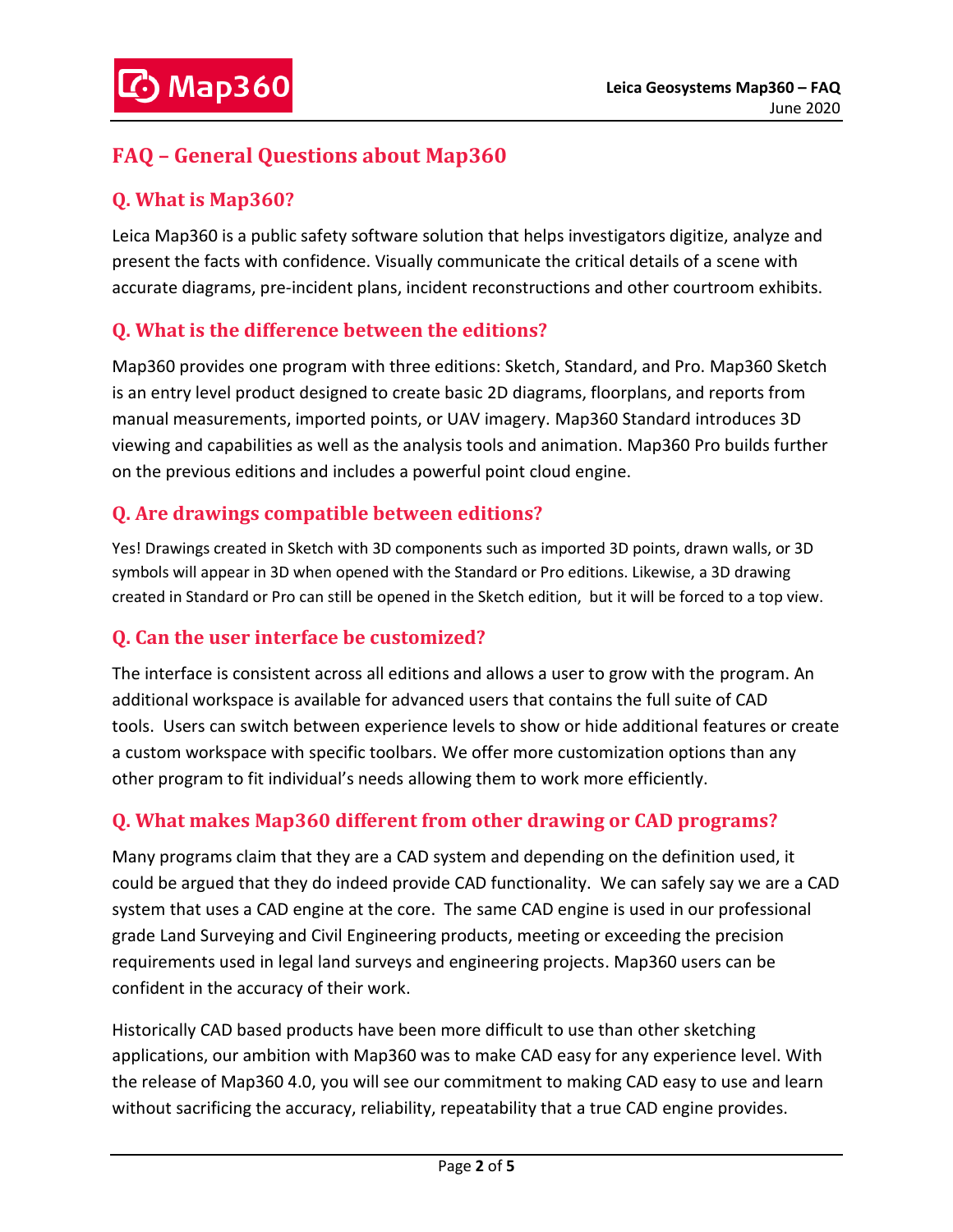## FAQ – General Questions about Map360

### Q. What is Map360?

Leica Map360 is a public safety software solution that helps investigators digitize, analyze and present the facts with confidence. Visually communicate the critical details of a scene with accurate diagrams, pre-incident plans, incident reconstructions and other courtroom exhibits.

### Q. What is the difference between the editions?

Map360 provides one program with three editions: Sketch, Standard, and Pro. Map360 Sketch is an entry level product designed to create basic 2D diagrams, floorplans, and reports from manual measurements, imported points, or UAV imagery. Map360 Standard introduces 3D viewing and capabilities as well as the analysis tools and animation. Map360 Pro builds further on the previous editions and includes a powerful point cloud engine.

### Q. Are drawings compatible between editions?

Yes! Drawings created in Sketch with 3D components such as imported 3D points, drawn walls, or 3D symbols will appear in 3D when opened with the Standard or Pro editions. Likewise, a 3D drawing created in Standard or Pro can still be opened in the Sketch edition, but it will be forced to a top view.

### Q. Can the user interface be customized?

The interface is consistent across all editions and allows a user to grow with the program. An additional workspace is available for advanced users that contains the full suite of CAD tools. Users can switch between experience levels to show or hide additional features or create a custom workspace with specific toolbars. We offer more customization options than any other program to fit individual's needs allowing them to work more efficiently.

### Q. What makes Map360 different from other drawing or CAD programs?

Many programs claim that they are a CAD system and depending on the definition used, it could be argued that they do indeed provide CAD functionality. We can safely say we are a CAD system that uses a CAD engine at the core. The same CAD engine is used in our professional grade Land Surveying and Civil Engineering products, meeting or exceeding the precision requirements used in legal land surveys and engineering projects. Map360 users can be confident in the accuracy of their work.

Historically CAD based products have been more difficult to use than other sketching applications, our ambition with Map360 was to make CAD easy for any experience level. With the release of Map360 4.0, you will see our commitment to making CAD easy to use and learn without sacrificing the accuracy, reliability, repeatability that a true CAD engine provides.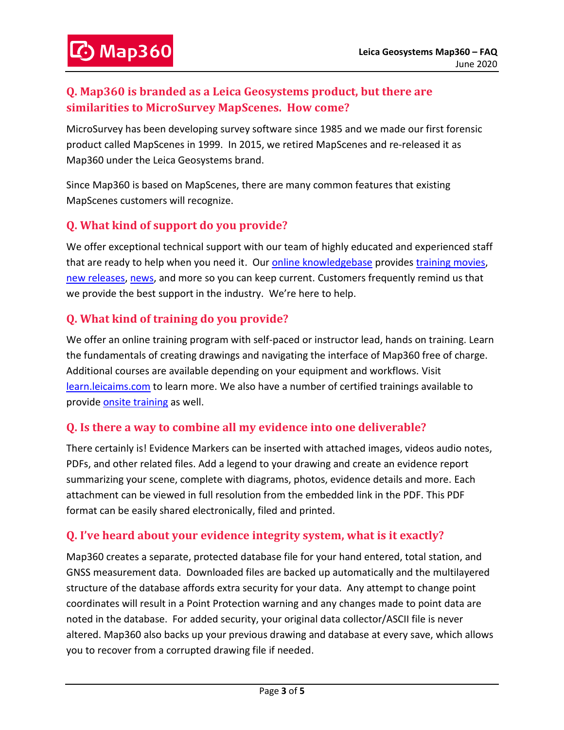## Q. Map360 is branded as a Leica Geosystems product, but there are similarities to MicroSurvey MapScenes. How come?

MicroSurvey has been developing survey software since 1985 and we made our first forensic product called MapScenes in 1999. In 2015, we retired MapScenes and re-released it as Map360 under the Leica Geosystems brand.

Since Map360 is based on MapScenes, there are many common features that existing MapScenes customers will recognize.

## Q. What kind of support do you provide?

We offer exceptional technical support with our team of highly educated and experienced staff that are ready to help when you need it. Our online knowledgebase provides training movies, new releases, news, and more so you can keep current. Customers frequently remind us that we provide the best support in the industry. We're here to help.

## Q. What kind of training do you provide?

We offer an online training program with self-paced or instructor lead, hands on training. Learn the fundamentals of creating drawings and navigating the interface of Map360 free of charge. Additional courses are available depending on your equipment and workflows. Visit learn.leicaims.com to learn more. We also have a number of certified trainings available to provide onsite training as well.

## Q. Is there a way to combine all my evidence into one deliverable?

There certainly is! Evidence Markers can be inserted with attached images, videos audio notes, PDFs, and other related files. Add a legend to your drawing and create an evidence report summarizing your scene, complete with diagrams, photos, evidence details and more. Each attachment can be viewed in full resolution from the embedded link in the PDF. This PDF format can be easily shared electronically, filed and printed.

## Q. I've heard about your evidence integrity system, what is it exactly?

Map360 creates a separate, protected database file for your hand entered, total station, and GNSS measurement data. Downloaded files are backed up automatically and the multilayered structure of the database affords extra security for your data. Any attempt to change point coordinates will result in a Point Protection warning and any changes made to point data are noted in the database. For added security, your original data collector/ASCII file is never altered. Map360 also backs up your previous drawing and database at every save, which allows you to recover from a corrupted drawing file if needed.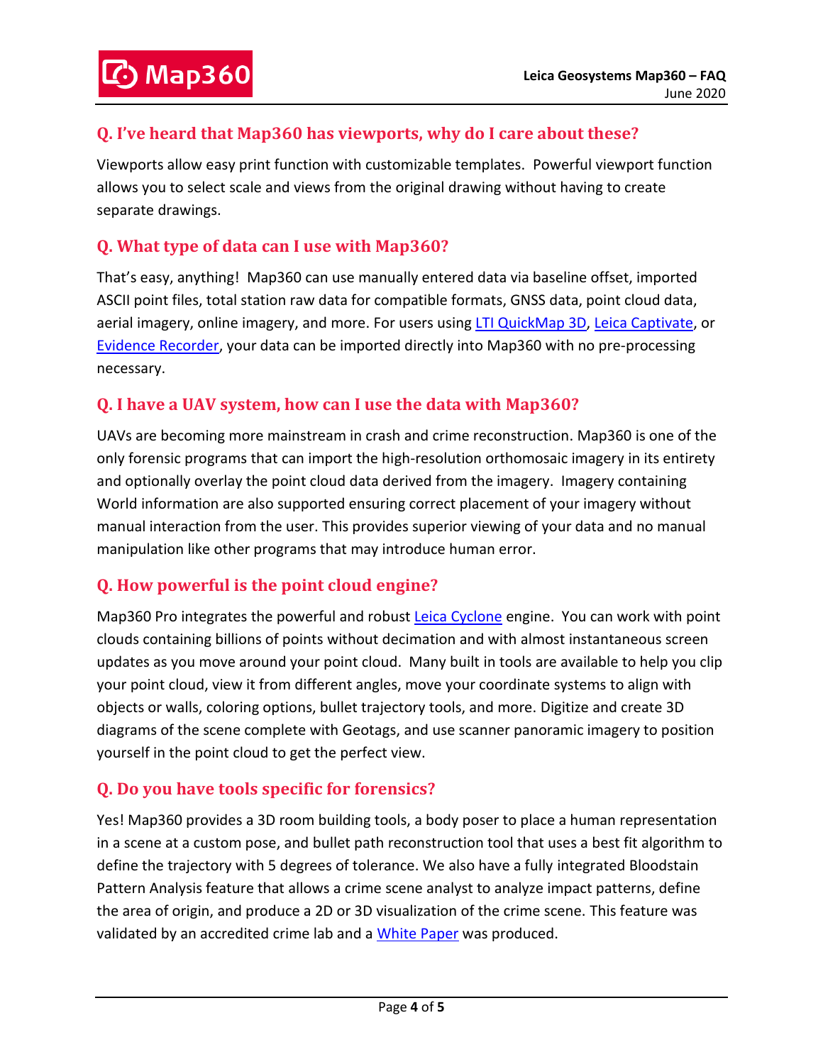## Q. I've heard that Map360 has viewports, why do I care about these?

Viewports allow easy print function with customizable templates. Powerful viewport function allows you to select scale and views from the original drawing without having to create separate drawings.

## Q. What type of data can I use with Map360?

That's easy, anything! Map360 can use manually entered data via baseline offset, imported ASCII point files, total station raw data for compatible formats, GNSS data, point cloud data, aerial imagery, online imagery, and more. For users using LTI QuickMap 3D, Leica Captivate, or Evidence Recorder, your data can be imported directly into Map360 with no pre-processing necessary.

## Q. I have a UAV system, how can I use the data with Map360?

UAVs are becoming more mainstream in crash and crime reconstruction. Map360 is one of the only forensic programs that can import the high-resolution orthomosaic imagery in its entirety and optionally overlay the point cloud data derived from the imagery. Imagery containing World information are also supported ensuring correct placement of your imagery without manual interaction from the user. This provides superior viewing of your data and no manual manipulation like other programs that may introduce human error.

## Q. How powerful is the point cloud engine?

Map360 Pro integrates the powerful and robust Leica Cyclone engine. You can work with point clouds containing billions of points without decimation and with almost instantaneous screen updates as you move around your point cloud. Many built in tools are available to help you clip your point cloud, view it from different angles, move your coordinate systems to align with objects or walls, coloring options, bullet trajectory tools, and more. Digitize and create 3D diagrams of the scene complete with Geotags, and use scanner panoramic imagery to position yourself in the point cloud to get the perfect view.

## Q. Do you have tools specific for forensics?

Yes! Map360 provides a 3D room building tools, a body poser to place a human representation in a scene at a custom pose, and bullet path reconstruction tool that uses a best fit algorithm to define the trajectory with 5 degrees of tolerance. We also have a fully integrated Bloodstain Pattern Analysis feature that allows a crime scene analyst to analyze impact patterns, define the area of origin, and produce a 2D or 3D visualization of the crime scene. This feature was validated by an accredited crime lab and a White Paper was produced.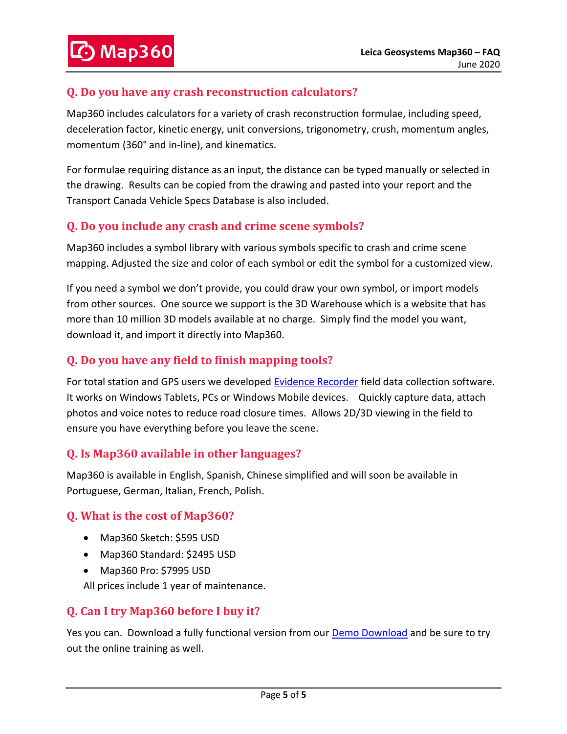## Q. Do you have any crash reconstruction calculators?

Map360 includes calculators for a variety of crash reconstruction formulae, including speed, deceleration factor, kinetic energy, unit conversions, trigonometry, crush, momentum angles, momentum (360° and in-line), and kinematics.

For formulae requiring distance as an input, the distance can be typed manually or selected in the drawing. Results can be copied from the drawing and pasted into your report and the Transport Canada Vehicle Specs Database is also included.

## Q. Do you include any crash and crime scene symbols?

Map360 includes a symbol library with various symbols specific to crash and crime scene mapping. Adjusted the size and color of each symbol or edit the symbol for a customized view.

If you need a symbol we don't provide, you could draw your own symbol, or import models from other sources. One source we support is the 3D Warehouse which is a website that has more than 10 million 3D models available at no charge. Simply find the model you want, download it, and import it directly into Map360.

## Q. Do you have any field to finish mapping tools?

For total station and GPS users we developed Evidence Recorder field data collection software. It works on Windows Tablets, PCs or Windows Mobile devices. Quickly capture data, attach photos and voice notes to reduce road closure times. Allows 2D/3D viewing in the field to ensure you have everything before you leave the scene.

## Q. Is Map360 available in other languages?

Map360 is available in English, Spanish, Chinese simplified and will soon be available in Portuguese, German, Italian, French, Polish.

## Q. What is the cost of Map360?

- Map360 Sketch: $595 USD
- Map360 Standard: $2495 USD
- Map360 Pro: $7995 USD

All prices include 1 year of maintenance.

## Q. Can I try Map360 before I buy it?

Yes you can. Download a fully functional version from our Demo Download and be sure to try out the online training as well.